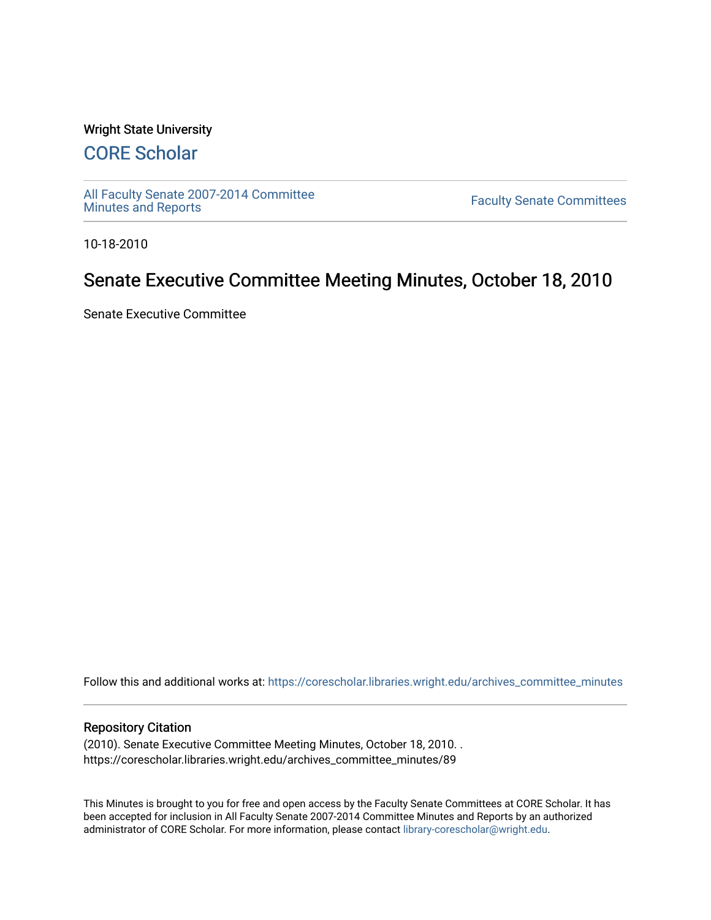Wright State University

# CORE Scholar

All Faculty Senate 2007-2014 Committee Minutes and Reports

Faculty Senate Committees

10-18-2010

## Senate Executive Committee Meeting Minutes, October 18, 2010

Senate Executive Committee

Follow this and additional works at: https://corescholar.libraries.wright.edu/archives_committee_minutes

### Repository Citation

(2010). Senate Executive Committee Meeting Minutes, October 18, 2010. .
https://corescholar.libraries.wright.edu/archives_committee_minutes/89

This Minutes is brought to you for free and open access by the Faculty Senate Committees at CORE Scholar. It has been accepted for inclusion in All Faculty Senate 2007-2014 Committee Minutes and Reports by an authorized administrator of CORE Scholar. For more information, please contact library-corescholar@wright.edu.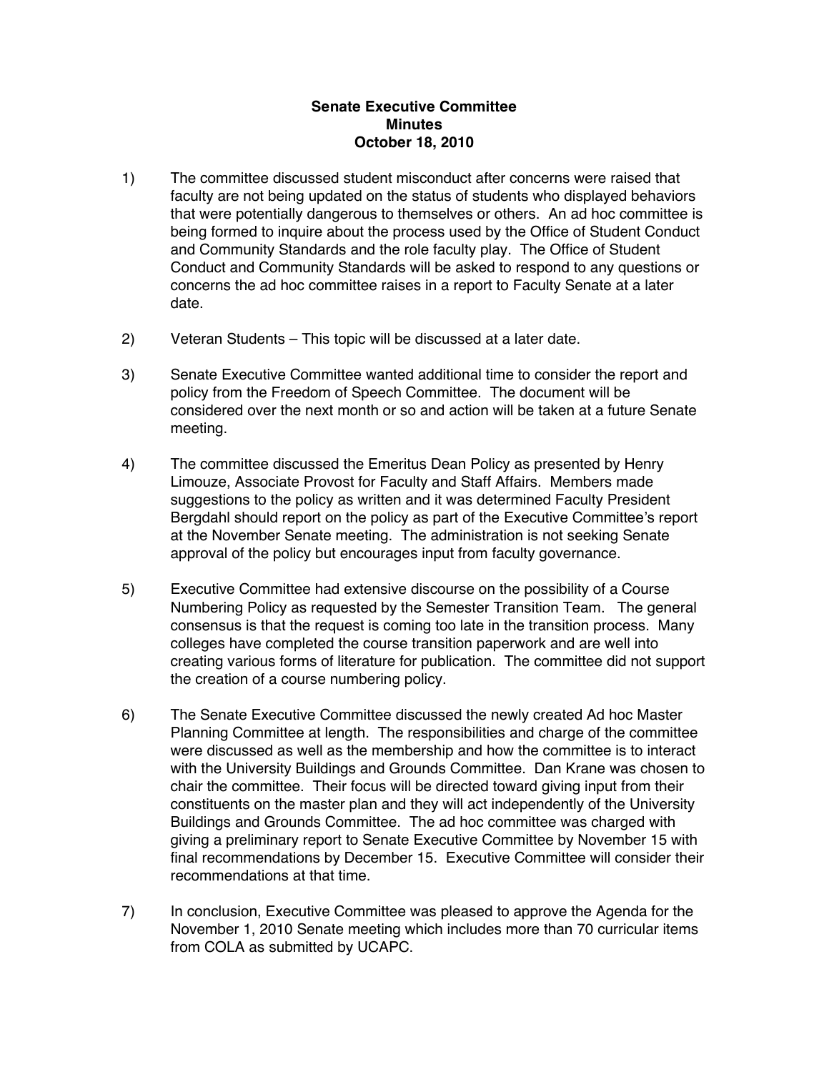**Senate Executive Committee**
**Minutes**
**October 18, 2010**

1) The committee discussed student misconduct after concerns were raised that faculty are not being updated on the status of students who displayed behaviors that were potentially dangerous to themselves or others. An ad hoc committee is being formed to inquire about the process used by the Office of Student Conduct and Community Standards and the role faculty play. The Office of Student Conduct and Community Standards will be asked to respond to any questions or concerns the ad hoc committee raises in a report to Faculty Senate at a later date.

2) Veteran Students – This topic will be discussed at a later date.

3) Senate Executive Committee wanted additional time to consider the report and policy from the Freedom of Speech Committee. The document will be considered over the next month or so and action will be taken at a future Senate meeting.

4) The committee discussed the Emeritus Dean Policy as presented by Henry Limouze, Associate Provost for Faculty and Staff Affairs. Members made suggestions to the policy as written and it was determined Faculty President Bergdahl should report on the policy as part of the Executive Committee's report at the November Senate meeting. The administration is not seeking Senate approval of the policy but encourages input from faculty governance.

5) Executive Committee had extensive discourse on the possibility of a Course Numbering Policy as requested by the Semester Transition Team. The general consensus is that the request is coming too late in the transition process. Many colleges have completed the course transition paperwork and are well into creating various forms of literature for publication. The committee did not support the creation of a course numbering policy.

6) The Senate Executive Committee discussed the newly created Ad hoc Master Planning Committee at length. The responsibilities and charge of the committee were discussed as well as the membership and how the committee is to interact with the University Buildings and Grounds Committee. Dan Krane was chosen to chair the committee. Their focus will be directed toward giving input from their constituents on the master plan and they will act independently of the University Buildings and Grounds Committee. The ad hoc committee was charged with giving a preliminary report to Senate Executive Committee by November 15 with final recommendations by December 15. Executive Committee will consider their recommendations at that time.

7) In conclusion, Executive Committee was pleased to approve the Agenda for the November 1, 2010 Senate meeting which includes more than 70 curricular items from COLA as submitted by UCAPC.